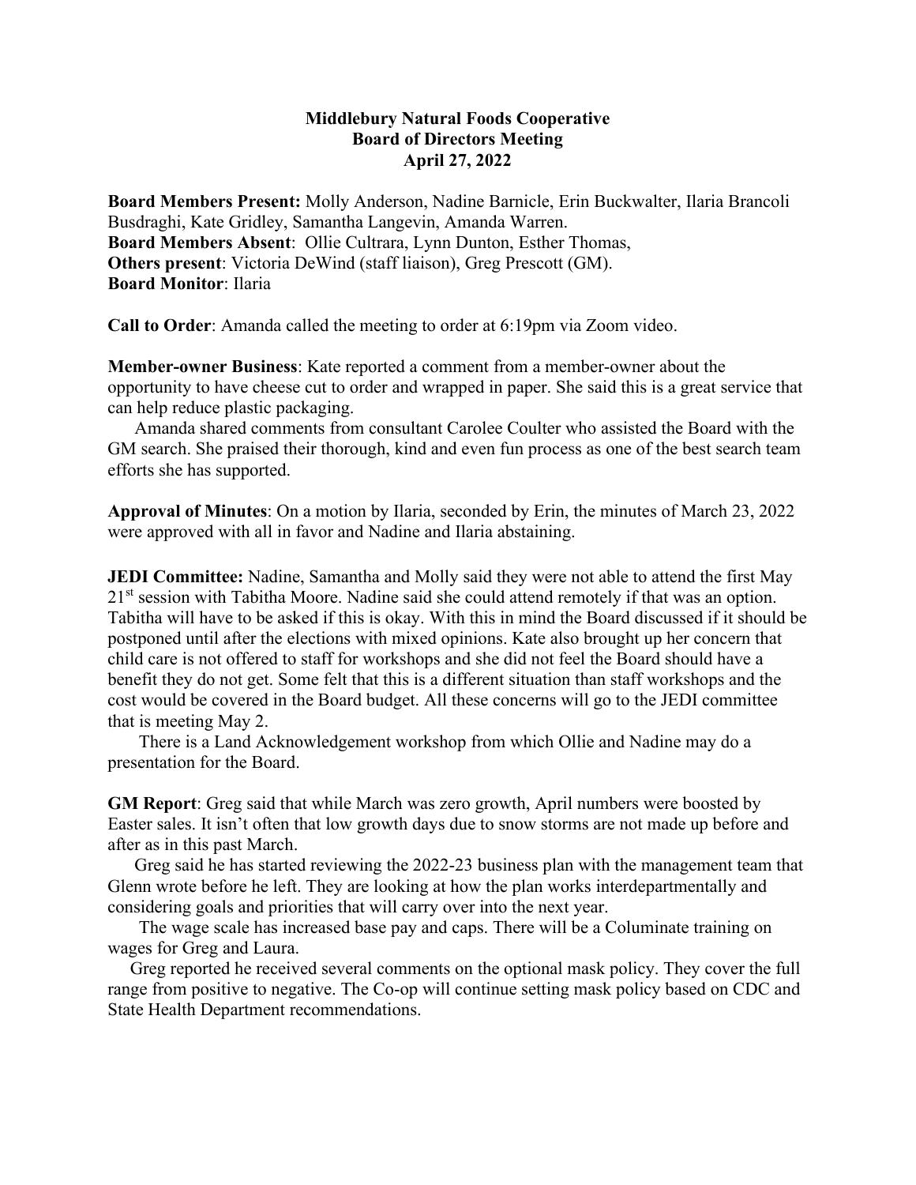**Middlebury Natural Foods Cooperative**
**Board of Directors Meeting**
**April 27, 2022**

**Board Members Present:** Molly Anderson, Nadine Barnicle, Erin Buckwalter, Ilaria Brancoli Busdraghi, Kate Gridley, Samantha Langevin, Amanda Warren.
**Board Members Absent**: Ollie Cultrara, Lynn Dunton, Esther Thomas,
**Others present**: Victoria DeWind (staff liaison), Greg Prescott (GM).
**Board Monitor**: Ilaria

**Call to Order**: Amanda called the meeting to order at 6:19pm via Zoom video.

**Member-owner Business**: Kate reported a comment from a member-owner about the opportunity to have cheese cut to order and wrapped in paper. She said this is a great service that can help reduce plastic packaging.

Amanda shared comments from consultant Carolee Coulter who assisted the Board with the GM search. She praised their thorough, kind and even fun process as one of the best search team efforts she has supported.

**Approval of Minutes**: On a motion by Ilaria, seconded by Erin, the minutes of March 23, 2022 were approved with all in favor and Nadine and Ilaria abstaining.

**JEDI Committee:** Nadine, Samantha and Molly said they were not able to attend the first May 21st session with Tabitha Moore. Nadine said she could attend remotely if that was an option. Tabitha will have to be asked if this is okay. With this in mind the Board discussed if it should be postponed until after the elections with mixed opinions. Kate also brought up her concern that child care is not offered to staff for workshops and she did not feel the Board should have a benefit they do not get. Some felt that this is a different situation than staff workshops and the cost would be covered in the Board budget. All these concerns will go to the JEDI committee that is meeting May 2.

There is a Land Acknowledgement workshop from which Ollie and Nadine may do a presentation for the Board.

**GM Report**: Greg said that while March was zero growth, April numbers were boosted by Easter sales. It isn't often that low growth days due to snow storms are not made up before and after as in this past March.

Greg said he has started reviewing the 2022-23 business plan with the management team that Glenn wrote before he left. They are looking at how the plan works interdepartmentally and considering goals and priorities that will carry over into the next year.

The wage scale has increased base pay and caps. There will be a Columinate training on wages for Greg and Laura.

Greg reported he received several comments on the optional mask policy. They cover the full range from positive to negative. The Co-op will continue setting mask policy based on CDC and State Health Department recommendations.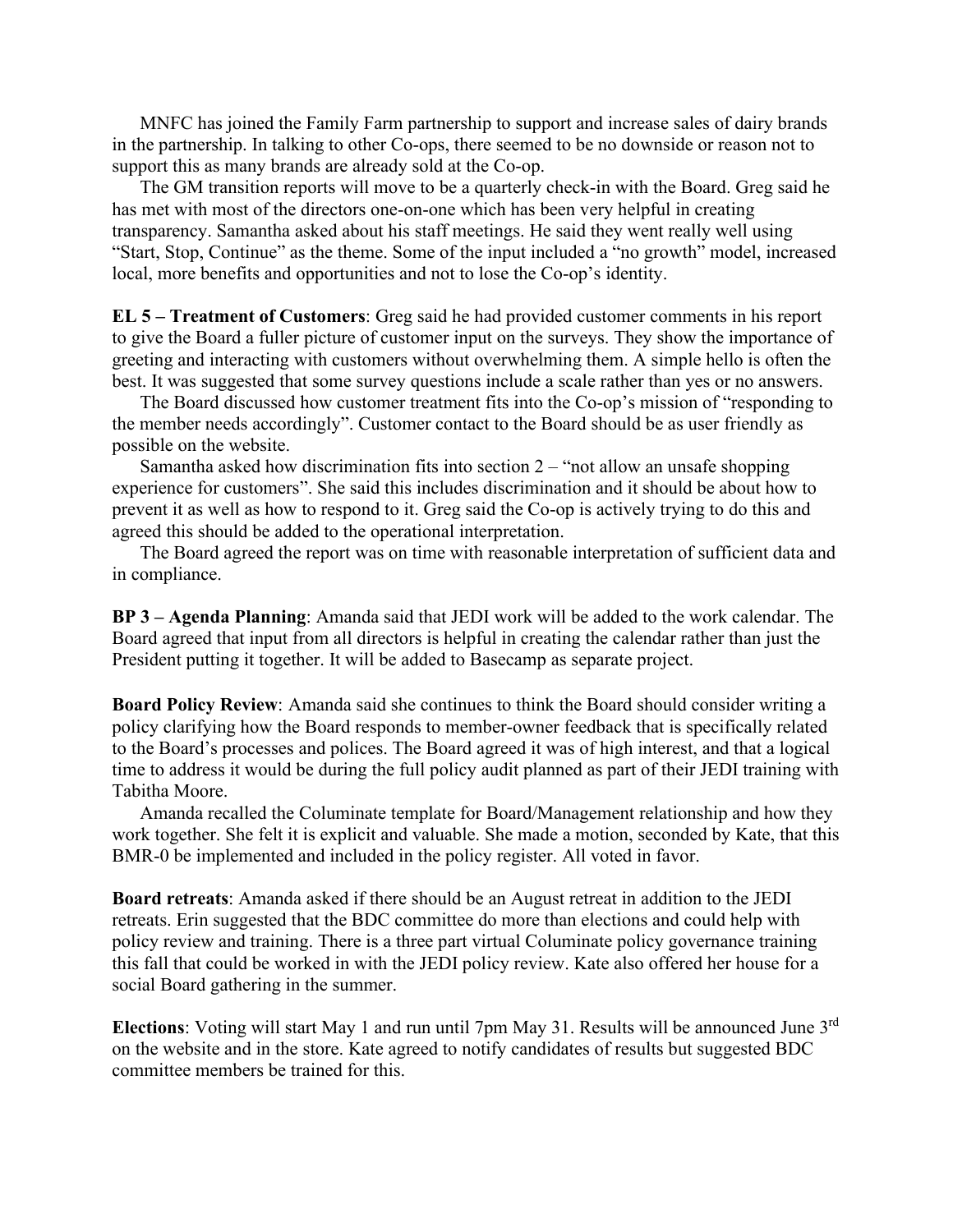MNFC has joined the Family Farm partnership to support and increase sales of dairy brands in the partnership. In talking to other Co-ops, there seemed to be no downside or reason not to support this as many brands are already sold at the Co-op.

The GM transition reports will move to be a quarterly check-in with the Board. Greg said he has met with most of the directors one-on-one which has been very helpful in creating transparency. Samantha asked about his staff meetings. He said they went really well using "Start, Stop, Continue" as the theme. Some of the input included a "no growth" model, increased local, more benefits and opportunities and not to lose the Co-op's identity.

**EL 5 – Treatment of Customers**: Greg said he had provided customer comments in his report to give the Board a fuller picture of customer input on the surveys. They show the importance of greeting and interacting with customers without overwhelming them. A simple hello is often the best. It was suggested that some survey questions include a scale rather than yes or no answers.

The Board discussed how customer treatment fits into the Co-op's mission of "responding to the member needs accordingly". Customer contact to the Board should be as user friendly as possible on the website.

Samantha asked how discrimination fits into section 2 – "not allow an unsafe shopping experience for customers". She said this includes discrimination and it should be about how to prevent it as well as how to respond to it. Greg said the Co-op is actively trying to do this and agreed this should be added to the operational interpretation.

The Board agreed the report was on time with reasonable interpretation of sufficient data and in compliance.

**BP 3 – Agenda Planning**: Amanda said that JEDI work will be added to the work calendar. The Board agreed that input from all directors is helpful in creating the calendar rather than just the President putting it together. It will be added to Basecamp as separate project.

**Board Policy Review**: Amanda said she continues to think the Board should consider writing a policy clarifying how the Board responds to member-owner feedback that is specifically related to the Board's processes and polices. The Board agreed it was of high interest, and that a logical time to address it would be during the full policy audit planned as part of their JEDI training with Tabitha Moore.

Amanda recalled the Columinate template for Board/Management relationship and how they work together. She felt it is explicit and valuable. She made a motion, seconded by Kate, that this BMR-0 be implemented and included in the policy register. All voted in favor.

**Board retreats**: Amanda asked if there should be an August retreat in addition to the JEDI retreats. Erin suggested that the BDC committee do more than elections and could help with policy review and training. There is a three part virtual Columinate policy governance training this fall that could be worked in with the JEDI policy review. Kate also offered her house for a social Board gathering in the summer.

**Elections**: Voting will start May 1 and run until 7pm May 31. Results will be announced June 3rd on the website and in the store. Kate agreed to notify candidates of results but suggested BDC committee members be trained for this.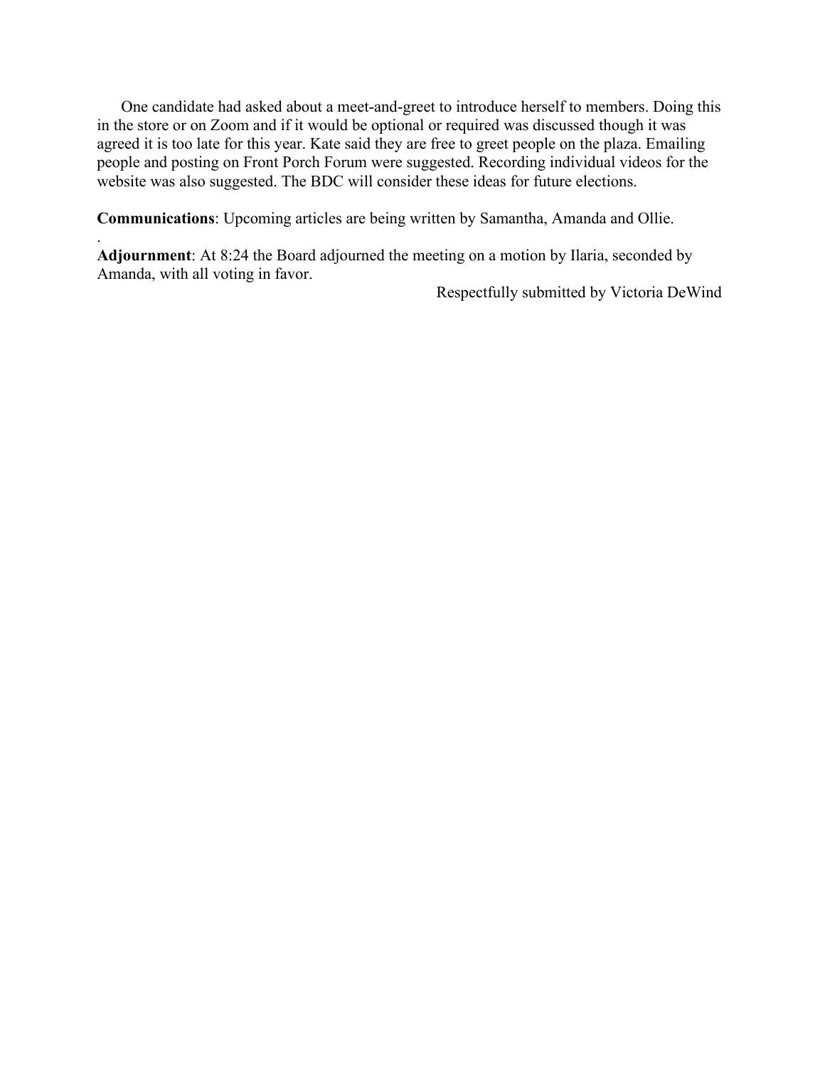One candidate had asked about a meet-and-greet to introduce herself to members. Doing this in the store or on Zoom and if it would be optional or required was discussed though it was agreed it is too late for this year. Kate said they are free to greet people on the plaza. Emailing people and posting on Front Porch Forum were suggested. Recording individual videos for the website was also suggested. The BDC will consider these ideas for future elections.

**Communications**: Upcoming articles are being written by Samantha, Amanda and Ollie.

.
**Adjournment**: At 8:24 the Board adjourned the meeting on a motion by Ilaria, seconded by Amanda, with all voting in favor.

Respectfully submitted by Victoria DeWind